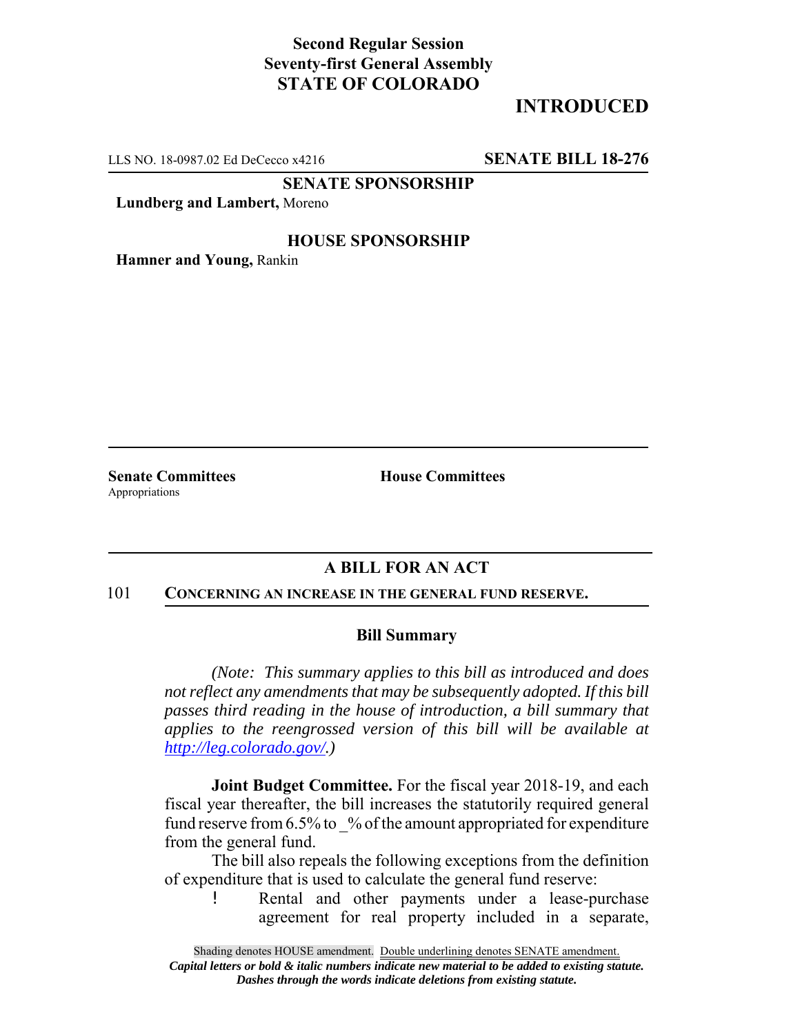**Second Regular Session**
**Seventy-first General Assembly**
**STATE OF COLORADO**

# INTRODUCTED

LLS NO. 18-0987.02 Ed DeCecco x4216 **SENATE BILL 18-276**

**SENATE SPONSORSHIP**

**Lundberg and Lambert,** Moreno

**HOUSE SPONSORSHIP**

**Hamner and Young,** Rankin

**Senate Committees**
Appropriations

**House Committees**

## A BILL FOR AN ACT

101 **CONCERNING AN INCREASE IN THE GENERAL FUND RESERVE.**

### Bill Summary

*(Note: This summary applies to this bill as introduced and does not reflect any amendments that may be subsequently adopted. If this bill passes third reading in the house of introduction, a bill summary that applies to the reengrossed version of this bill will be available at http://leg.colorado.gov/.)*

**Joint Budget Committee.** For the fiscal year 2018-19, and each fiscal year thereafter, the bill increases the statutorily required general fund reserve from 6.5% to _% of the amount appropriated for expenditure from the general fund.

The bill also repeals the following exceptions from the definition of expenditure that is used to calculate the general fund reserve:

- Rental and other payments under a lease-purchase agreement for real property included in a separate,

Shading denotes HOUSE amendment. Double underlining denotes SENATE amendment.
*Capital letters or bold & italic numbers indicate new material to be added to existing statute.*
*Dashes through the words indicate deletions from existing statute.*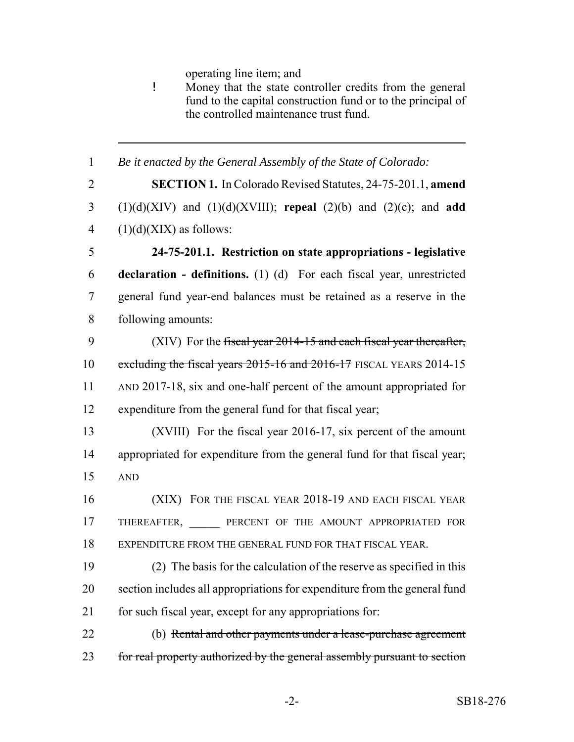operating line item; and

- Money that the state controller credits from the general fund to the capital construction fund or to the principal of the controlled maintenance trust fund.

---

*Be it enacted by the General Assembly of the State of Colorado:*

**SECTION 1.** In Colorado Revised Statutes, 24-75-201.1, **amend** (1)(d)(XIV) and (1)(d)(XVIII); **repeal** (2)(b) and (2)(c); and **add** (1)(d)(XIX) as follows:

**24-75-201.1. Restriction on state appropriations - legislative declaration - definitions.** (1) (d) For each fiscal year, unrestricted general fund year-end balances must be retained as a reserve in the following amounts:

(XIV) For the ~~fiscal year 2014-15 and each fiscal year thereafter, excluding the fiscal years 2015-16 and 2016-17~~ FISCAL YEARS 2014-15 AND 2017-18, six and one-half percent of the amount appropriated for expenditure from the general fund for that fiscal year;

(XVIII) For the fiscal year 2016-17, six percent of the amount appropriated for expenditure from the general fund for that fiscal year; AND

(XIX) FOR THE FISCAL YEAR 2018-19 AND EACH FISCAL YEAR THEREAFTER, ______ PERCENT OF THE AMOUNT APPROPRIATED FOR EXPENDITURE FROM THE GENERAL FUND FOR THAT FISCAL YEAR.

(2) The basis for the calculation of the reserve as specified in this section includes all appropriations for expenditure from the general fund for such fiscal year, except for any appropriations for:

(b) ~~Rental and other payments under a lease-purchase agreement for real property authorized by the general assembly pursuant to section~~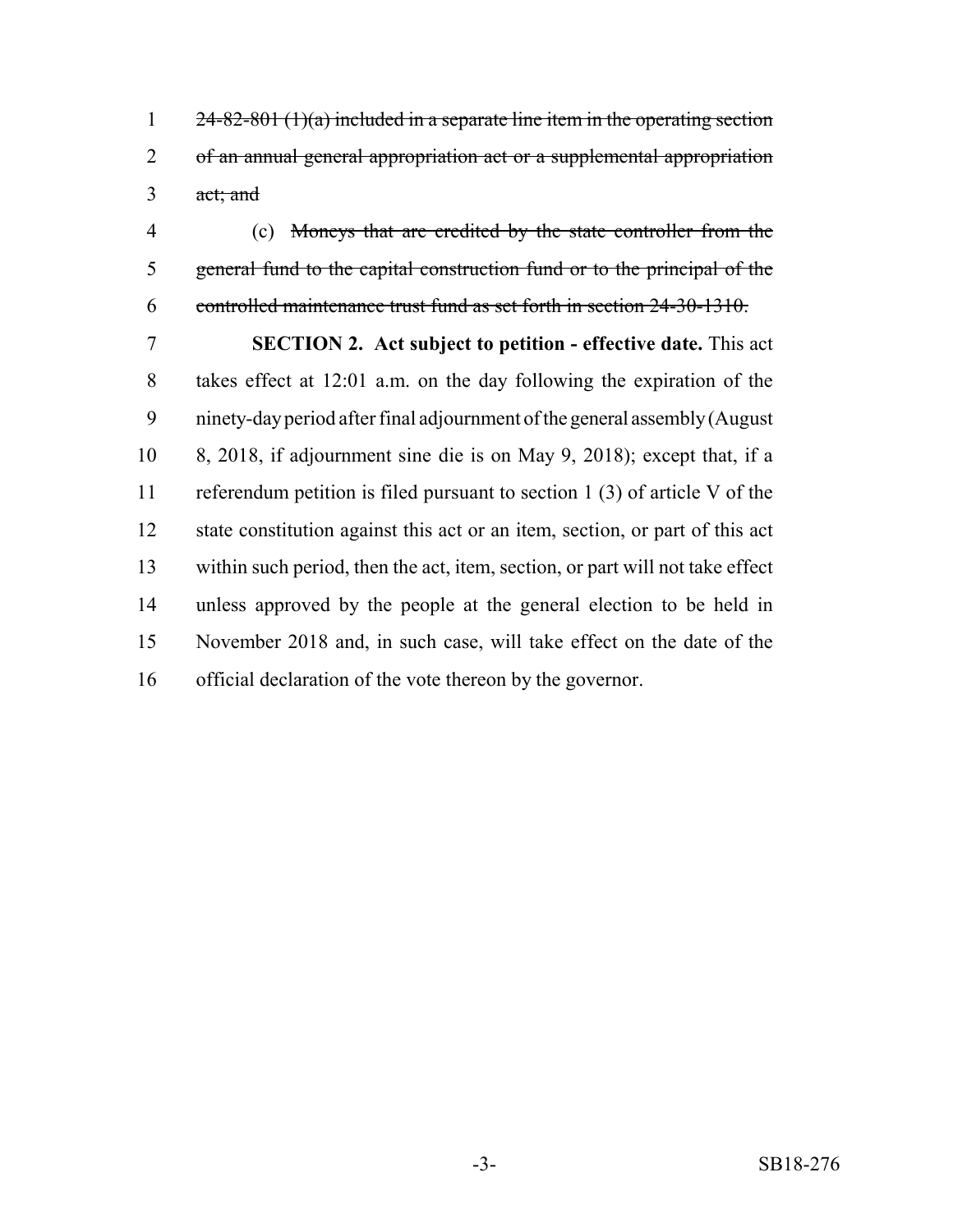~~24-82-801 (1)(a) included in a separate line item in the operating section of an annual general appropriation act or a supplemental appropriation act; and~~

(c) ~~Moneys that are credited by the state controller from the general fund to the capital construction fund or to the principal of the controlled maintenance trust fund as set forth in section 24-30-1310.~~

**SECTION 2. Act subject to petition - effective date.** This act takes effect at 12:01 a.m. on the day following the expiration of the ninety-day period after final adjournment of the general assembly (August 8, 2018, if adjournment sine die is on May 9, 2018); except that, if a referendum petition is filed pursuant to section 1 (3) of article V of the state constitution against this act or an item, section, or part of this act within such period, then the act, item, section, or part will not take effect unless approved by the people at the general election to be held in November 2018 and, in such case, will take effect on the date of the official declaration of the vote thereon by the governor.